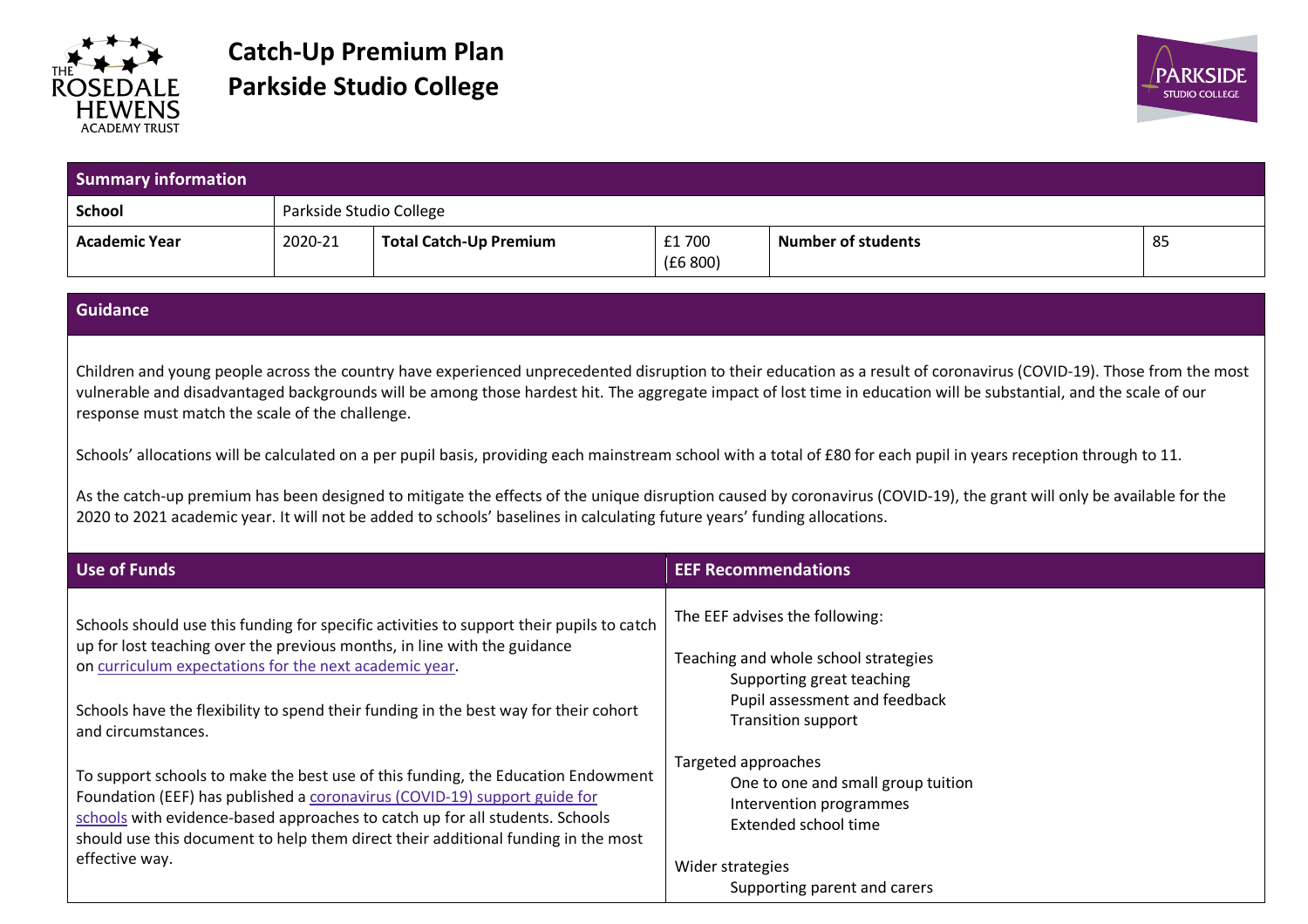# Catch-Up Premium Plan
# Parkside Studio College

| Summary information | | | | | |
|---|---|---|---|---|---|
| **School** | Parkside Studio College | | | | |
| **Academic Year** | 2020-21 | **Total Catch-Up Premium** | £1 700 (£6 800) | **Number of students** | 85 |

## Guidance

Children and young people across the country have experienced unprecedented disruption to their education as a result of coronavirus (COVID-19). Those from the most vulnerable and disadvantaged backgrounds will be among those hardest hit. The aggregate impact of lost time in education will be substantial, and the scale of our response must match the scale of the challenge.

Schools' allocations will be calculated on a per pupil basis, providing each mainstream school with a total of £80 for each pupil in years reception through to 11.

As the catch-up premium has been designed to mitigate the effects of the unique disruption caused by coronavirus (COVID-19), the grant will only be available for the 2020 to 2021 academic year. It will not be added to schools' baselines in calculating future years' funding allocations.

| Use of Funds | EEF Recommendations |
|---|---|
| Schools should use this funding for specific activities to support their pupils to catch up for lost teaching over the previous months, in line with the guidance on [curriculum expectations for the next academic year](). <br><br> Schools have the flexibility to spend their funding in the best way for their cohort and circumstances. <br><br> To support schools to make the best use of this funding, the Education Endowment Foundation (EEF) has published a [coronavirus (COVID-19) support guide for schools]() with evidence-based approaches to catch up for all students. Schools should use this document to help them direct their additional funding in the most effective way. | The EEF advises the following: <br><br> Teaching and whole school strategies <br> Supporting great teaching <br> Pupil assessment and feedback <br> Transition support <br><br> Targeted approaches <br> One to one and small group tuition <br> Intervention programmes <br> Extended school time <br><br> Wider strategies <br> Supporting parent and carers |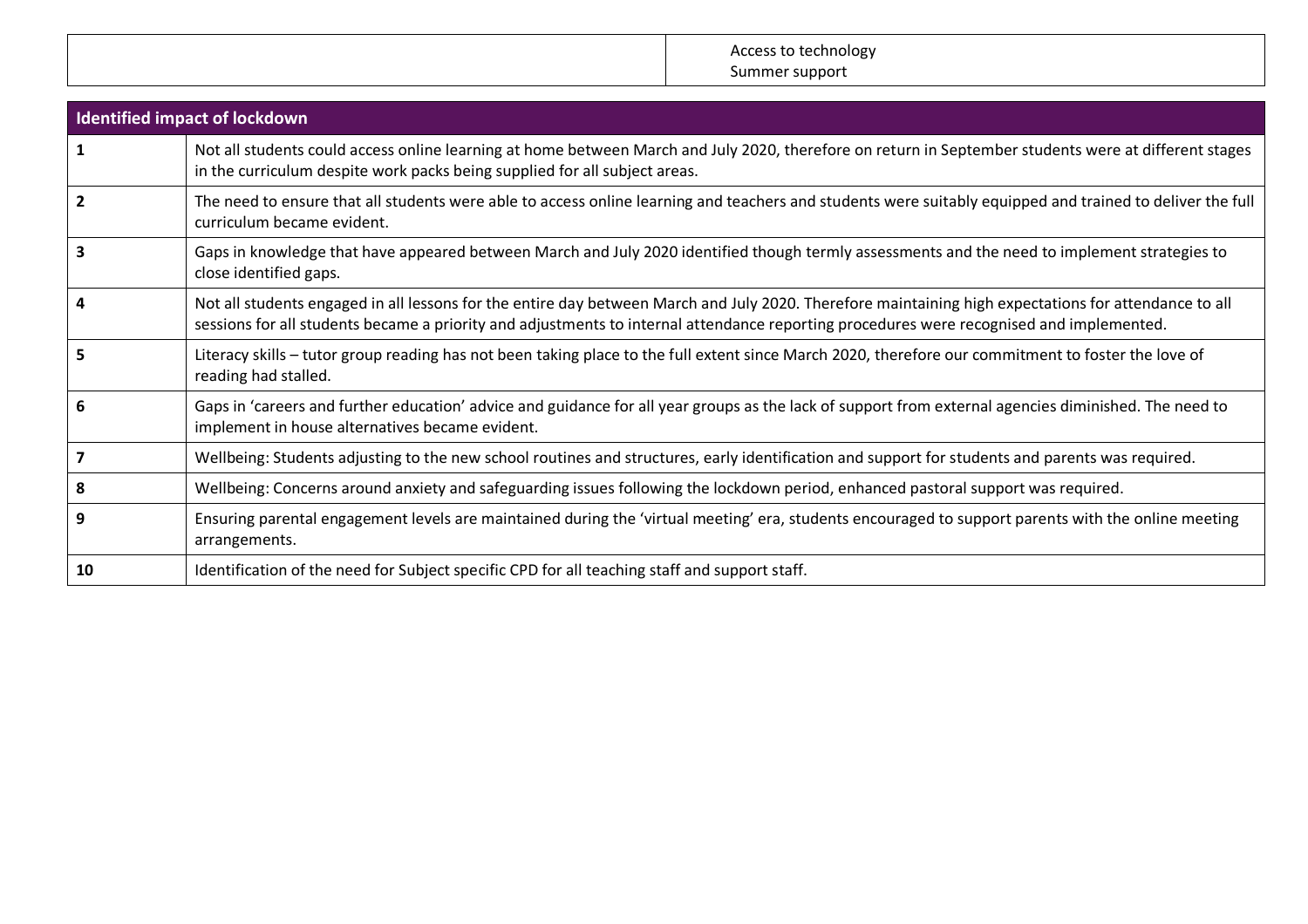| | |
|---|---|
| | Access to technology<br>Summer support |

| Identified impact of lockdown | |
|---|---|
| 1 | Not all students could access online learning at home between March and July 2020, therefore on return in September students were at different stages in the curriculum despite work packs being supplied for all subject areas. |
| 2 | The need to ensure that all students were able to access online learning and teachers and students were suitably equipped and trained to deliver the full curriculum became evident. |
| 3 | Gaps in knowledge that have appeared between March and July 2020 identified though termly assessments and the need to implement strategies to close identified gaps. |
| 4 | Not all students engaged in all lessons for the entire day between March and July 2020. Therefore maintaining high expectations for attendance to all sessions for all students became a priority and adjustments to internal attendance reporting procedures were recognised and implemented. |
| 5 | Literacy skills – tutor group reading has not been taking place to the full extent since March 2020, therefore our commitment to foster the love of reading had stalled. |
| 6 | Gaps in 'careers and further education' advice and guidance for all year groups as the lack of support from external agencies diminished. The need to implement in house alternatives became evident. |
| 7 | Wellbeing: Students adjusting to the new school routines and structures, early identification and support for students and parents was required. |
| 8 | Wellbeing: Concerns around anxiety and safeguarding issues following the lockdown period, enhanced pastoral support was required. |
| 9 | Ensuring parental engagement levels are maintained during the 'virtual meeting' era, students encouraged to support parents with the online meeting arrangements. |
| 10 | Identification of the need for Subject specific CPD for all teaching staff and support staff. |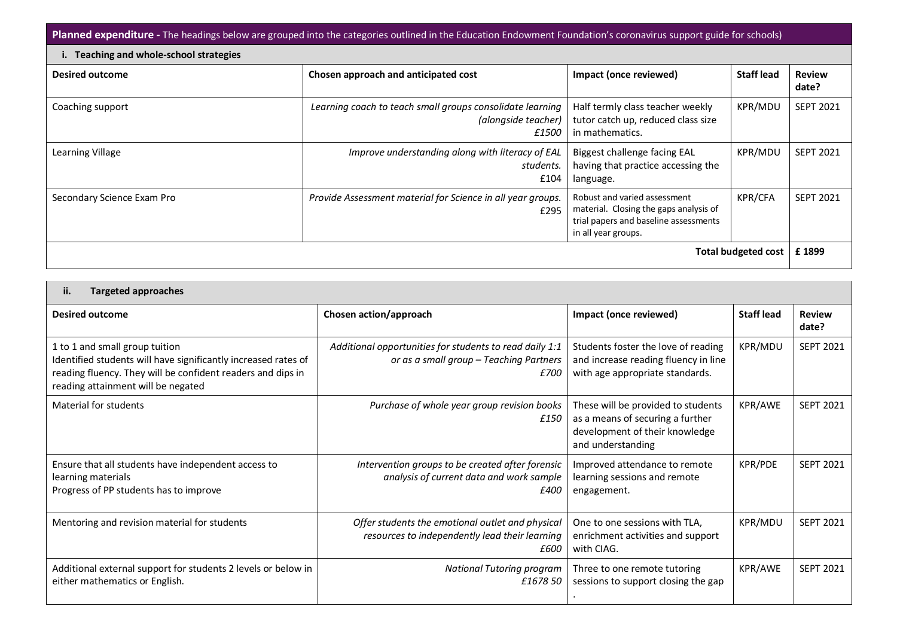**Planned expenditure -** The headings below are grouped into the categories outlined in the Education Endowment Foundation's coronavirus support guide for schools)

**i. Teaching and whole-school strategies**

| **Desired outcome** | **Chosen approach and anticipated cost** | **Impact (once reviewed)** | **Staff lead** | **Review date?** |
|---|---|---|---|---|
| Coaching support | *Learning coach to teach small groups consolidate learning (alongside teacher) £1500* | Half termly class teacher weekly tutor catch up, reduced class size in mathematics. | KPR/MDU | SEPT 2021 |
| Learning Village | *Improve understanding along with literacy of EAL students.* £104 | Biggest challenge facing EAL having that practice accessing the language. | KPR/MDU | SEPT 2021 |
| Secondary Science Exam Pro | *Provide Assessment material for Science in all year groups.* £295 | Robust and varied assessment material. Closing the gaps analysis of trial papers and baseline assessments in all year groups. | KPR/CFA | SEPT 2021 |
| | | | **Total budgeted cost** | **£ 1899** |

**ii. Targeted approaches**

| **Desired outcome** | **Chosen action/approach** | **Impact (once reviewed)** | **Staff lead** | **Review date?** |
|---|---|---|---|---|
| 1 to 1 and small group tuition<br>Identified students will have significantly increased rates of reading fluency. They will be confident readers and dips in reading attainment will be negated | *Additional opportunities for students to read daily 1:1 or as a small group – Teaching Partners £700* | Students foster the love of reading and increase reading fluency in line with age appropriate standards. | KPR/MDU | SEPT 2021 |
| Material for students | *Purchase of whole year group revision books £150* | These will be provided to students as a means of securing a further development of their knowledge and understanding | KPR/AWE | SEPT 2021 |
| Ensure that all students have independent access to learning materials<br>Progress of PP students has to improve | *Intervention groups to be created after forensic analysis of current data and work sample £400* | Improved attendance to remote learning sessions and remote engagement. | KPR/PDE | SEPT 2021 |
| Mentoring and revision material for students | *Offer students the emotional outlet and physical resources to independently lead their learning £600* | One to one sessions with TLA, enrichment activities and support with CIAG. | KPR/MDU | SEPT 2021 |
| Additional external support for students 2 levels or below in either mathematics or English. | *National Tutoring program £1678 50* | Three to one remote tutoring sessions to support closing the gap . | KPR/AWE | SEPT 2021 |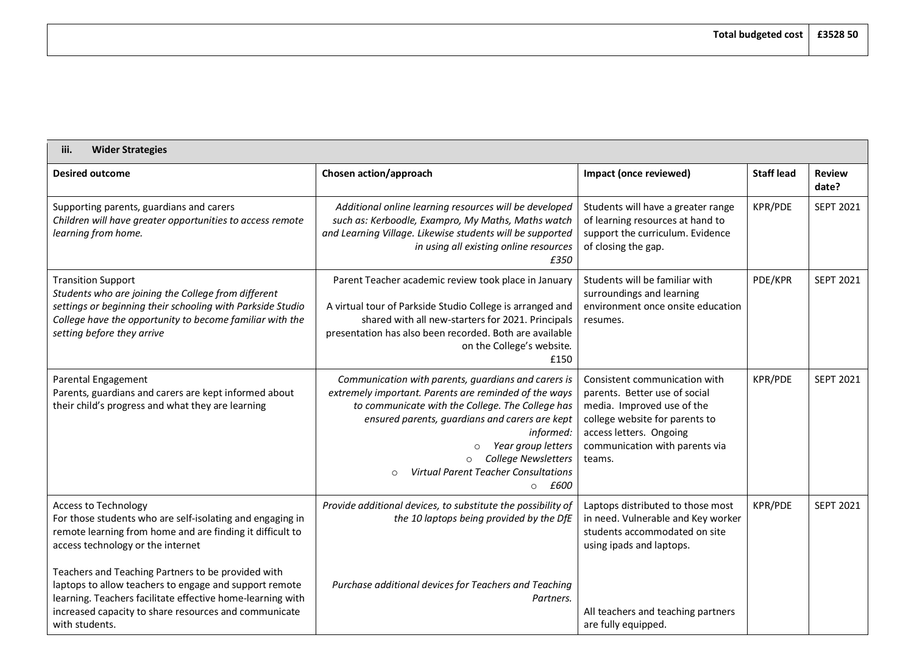| | Total budgeted cost | £3528 50 |
|---|---|---|

| iii. **Wider Strategies** | | | | |
|---|---|---|---|---|
| **Desired outcome** | **Chosen action/approach** | **Impact (once reviewed)** | **Staff lead** | **Review date?** |
| Supporting parents, guardians and carers<br>*Children will have greater opportunities to access remote learning from home.* | *Additional online learning resources will be developed such as: Kerboodle, Exampro, My Maths, Maths watch and Learning Village. Likewise students will be supported in using all existing online resources*<br>*£350* | Students will have a greater range of learning resources at hand to support the curriculum. Evidence of closing the gap. | KPR/PDE | SEPT 2021 |
| Transition Support<br>*Students who are joining the College from different settings or beginning their schooling with Parkside Studio College have the opportunity to become familiar with the setting before they arrive* | Parent Teacher academic review took place in January<br><br>A virtual tour of Parkside Studio College is arranged and shared with all new-starters for 2021. Principals presentation has also been recorded. Both are available on the College's website.<br>£150 | Students will be familiar with surroundings and learning environment once onsite education resumes. | PDE/KPR | SEPT 2021 |
| Parental Engagement<br>Parents, guardians and carers are kept informed about their child's progress and what they are learning | *Communication with parents, guardians and carers is extremely important. Parents are reminded of the ways to communicate with the College. The College has ensured parents, guardians and carers are kept informed:*<br>○ *Year group letters*<br>○ *College Newsletters*<br>○ *Virtual Parent Teacher Consultations*<br>○ *£600* | Consistent communication with parents. Better use of social media. Improved use of the college website for parents to access letters. Ongoing communication with parents via teams. | KPR/PDE | SEPT 2021 |
| Access to Technology<br>For those students who are self-isolating and engaging in remote learning from home and are finding it difficult to access technology or the internet<br><br>Teachers and Teaching Partners to be provided with laptops to allow teachers to engage and support remote learning. Teachers facilitate effective home-learning with increased capacity to share resources and communicate with students. | *Provide additional devices, to substitute the possibility of the 10 laptops being provided by the DfE*<br><br>*Purchase additional devices for Teachers and Teaching Partners.* | Laptops distributed to those most in need. Vulnerable and Key worker students accommodated on site using ipads and laptops.<br><br>All teachers and teaching partners are fully equipped. | KPR/PDE | SEPT 2021 |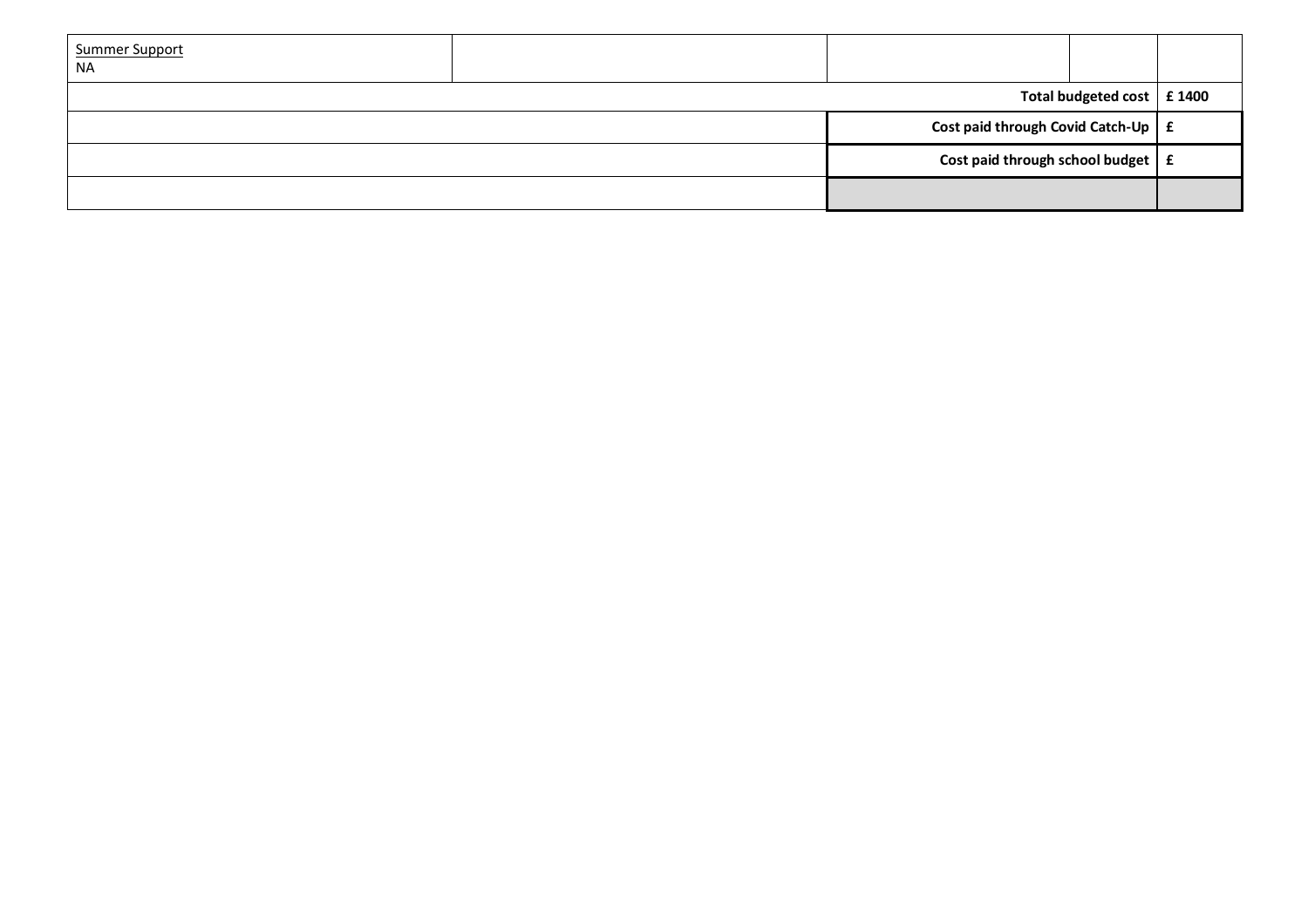| | | | | |
|---|---|---|---|---|
| Summer Support<br>NA | | | | |
| | | | **Total budgeted cost** | **£ 1400** |
| | | | **Cost paid through Covid Catch-Up** | **£** |
| | | | **Cost paid through school budget** | **£** |
| | | | | |